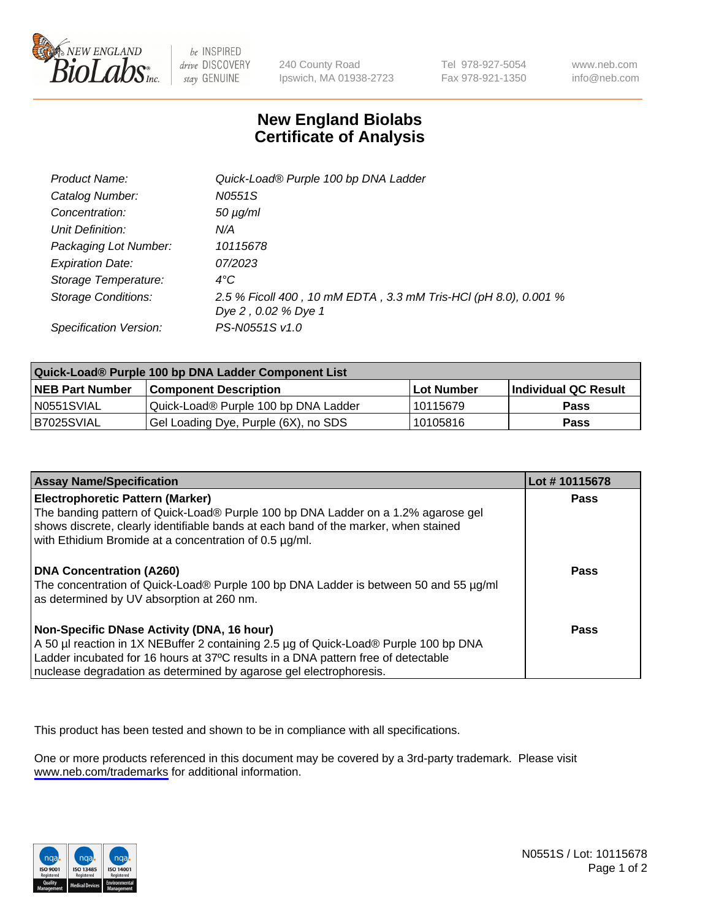NEW ENGLAND BioLabs Inc. — be INSPIRED drive DISCOVERY stay GENUINE

240 County Road
Ipswich, MA 01938-2723

Tel 978-927-5054
Fax 978-921-1350

www.neb.com
info@neb.com

# New England Biolabs
# Certificate of Analysis

| | |
|---|---|
| *Product Name:* | *Quick-Load® Purple 100 bp DNA Ladder* |
| *Catalog Number:* | *N0551S* |
| *Concentration:* | *50 µg/ml* |
| *Unit Definition:* | *N/A* |
| *Packaging Lot Number:* | *10115678* |
| *Expiration Date:* | *07/2023* |
| *Storage Temperature:* | *4°C* |
| *Storage Conditions:* | *2.5 % Ficoll 400 , 10 mM EDTA , 3.3 mM Tris-HCl (pH 8.0), 0.001 % Dye 2 , 0.02 % Dye 1* |
| *Specification Version:* | *PS-N0551S v1.0* |

| Quick-Load® Purple 100 bp DNA Ladder Component List | | | |
|---|---|---|---|
| **NEB Part Number** | **Component Description** | **Lot Number** | **Individual QC Result** |
| N0551SVIAL | Quick-Load® Purple 100 bp DNA Ladder | 10115679 | **Pass** |
| B7025SVIAL | Gel Loading Dye, Purple (6X), no SDS | 10105816 | **Pass** |

| Assay Name/Specification | Lot # 10115678 |
|---|---|
| **Electrophoretic Pattern (Marker)**<br>The banding pattern of Quick-Load® Purple 100 bp DNA Ladder on a 1.2% agarose gel shows discrete, clearly identifiable bands at each band of the marker, when stained with Ethidium Bromide at a concentration of 0.5 µg/ml. | **Pass** |
| **DNA Concentration (A260)**<br>The concentration of Quick-Load® Purple 100 bp DNA Ladder is between 50 and 55 µg/ml as determined by UV absorption at 260 nm. | **Pass** |
| **Non-Specific DNase Activity (DNA, 16 hour)**<br>A 50 µl reaction in 1X NEBuffer 2 containing 2.5 µg of Quick-Load® Purple 100 bp DNA Ladder incubated for 16 hours at 37ºC results in a DNA pattern free of detectable nuclease degradation as determined by agarose gel electrophoresis. | **Pass** |

This product has been tested and shown to be in compliance with all specifications.

One or more products referenced in this document may be covered by a 3rd-party trademark. Please visit www.neb.com/trademarks for additional information.

N0551S / Lot: 10115678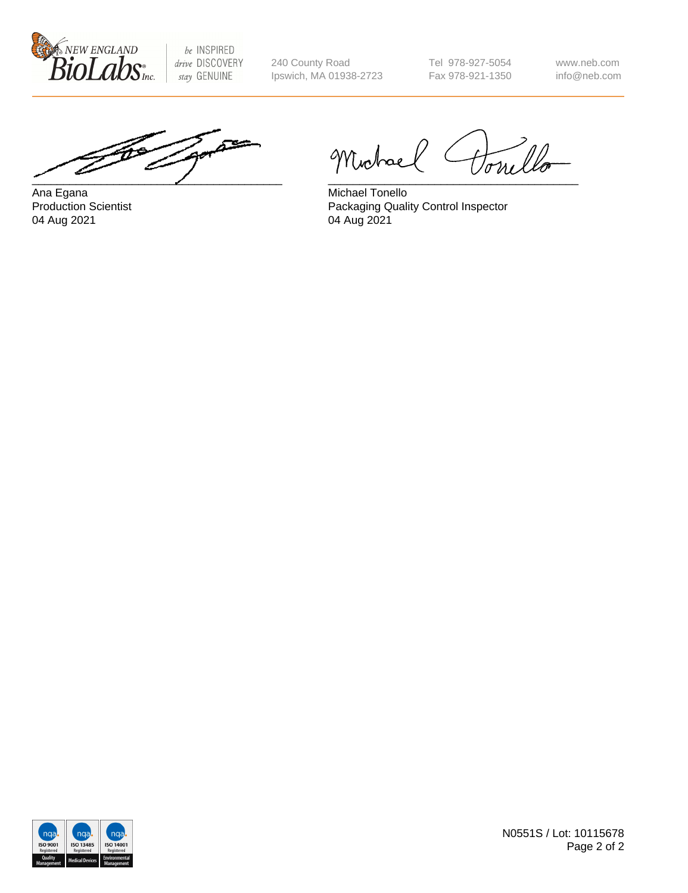Ana Egana
Production Scientist
04 Aug 2021

Michael Tonello
Packaging Quality Control Inspector
04 Aug 2021

N0551S / Lot: 10115678